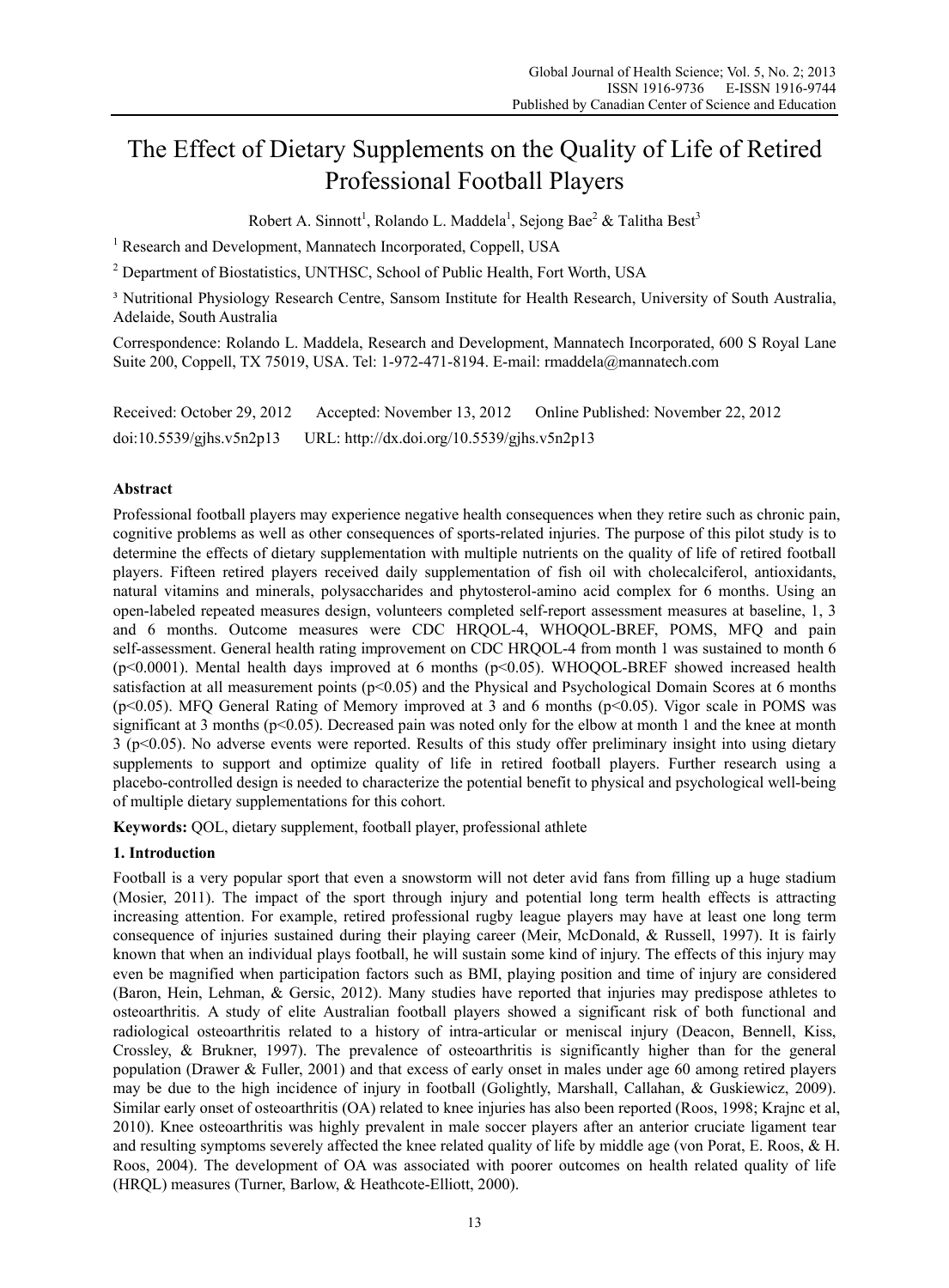# The Effect of Dietary Supplements on the Quality of Life of Retired Professional Football Players

Robert A. Sinnott[1], Rolando L. Maddela[1], Sejong Bae[2] & Talitha Best[3]

[1] Research and Development, Mannatech Incorporated, Coppell, USA

[2] Department of Biostatistics, UNTHSC, School of Public Health, Fort Worth, USA

[3] Nutritional Physiology Research Centre, Sansom Institute for Health Research, University of South Australia, Adelaide, South Australia

Correspondence: Rolando L. Maddela, Research and Development, Mannatech Incorporated, 600 S Royal Lane Suite 200, Coppell, TX 75019, USA. Tel: 1-972-471-8194. E-mail: rmaddela@mannatech.com

Received: October 29, 2012 Accepted: November 13, 2012 Online Published: November 22, 2012

doi:10.5539/gjhs.v5n2p13 URL: http://dx.doi.org/10.5539/gjhs.v5n2p13

## Abstract

Professional football players may experience negative health consequences when they retire such as chronic pain, cognitive problems as well as other consequences of sports-related injuries. The purpose of this pilot study is to determine the effects of dietary supplementation with multiple nutrients on the quality of life of retired football players. Fifteen retired players received daily supplementation of fish oil with cholecalciferol, antioxidants, natural vitamins and minerals, polysaccharides and phytosterol-amino acid complex for 6 months. Using an open-labeled repeated measures design, volunteers completed self-report assessment measures at baseline, 1, 3 and 6 months. Outcome measures were CDC HRQOL-4, WHOQOL-BREF, POMS, MFQ and pain self-assessment. General health rating improvement on CDC HRQOL-4 from month 1 was sustained to month 6 ($p<0.0001$). Mental health days improved at 6 months ($p<0.05$). WHOQOL-BREF showed increased health satisfaction at all measurement points ($p<0.05$) and the Physical and Psychological Domain Scores at 6 months ($p<0.05$). MFQ General Rating of Memory improved at 3 and 6 months ($p<0.05$). Vigor scale in POMS was significant at 3 months ($p<0.05$). Decreased pain was noted only for the elbow at month 1 and the knee at month 3 ($p<0.05$). No adverse events were reported. Results of this study offer preliminary insight into using dietary supplements to support and optimize quality of life in retired football players. Further research using a placebo-controlled design is needed to characterize the potential benefit to physical and psychological well-being of multiple dietary supplementations for this cohort.

**Keywords:** QOL, dietary supplement, football player, professional athlete

## 1. Introduction

Football is a very popular sport that even a snowstorm will not deter avid fans from filling up a huge stadium (Mosier, 2011). The impact of the sport through injury and potential long term health effects is attracting increasing attention. For example, retired professional rugby league players may have at least one long term consequence of injuries sustained during their playing career (Meir, McDonald, & Russell, 1997). It is fairly known that when an individual plays football, he will sustain some kind of injury. The effects of this injury may even be magnified when participation factors such as BMI, playing position and time of injury are considered (Baron, Hein, Lehman, & Gersic, 2012). Many studies have reported that injuries may predispose athletes to osteoarthritis. A study of elite Australian football players showed a significant risk of both functional and radiological osteoarthritis related to a history of intra-articular or meniscal injury (Deacon, Bennell, Kiss, Crossley, & Brukner, 1997). The prevalence of osteoarthritis is significantly higher than for the general population (Drawer & Fuller, 2001) and that excess of early onset in males under age 60 among retired players may be due to the high incidence of injury in football (Golightly, Marshall, Callahan, & Guskiewicz, 2009). Similar early onset of osteoarthritis (OA) related to knee injuries has also been reported (Roos, 1998; Krajnc et al, 2010). Knee osteoarthritis was highly prevalent in male soccer players after an anterior cruciate ligament tear and resulting symptoms severely affected the knee related quality of life by middle age (von Porat, E. Roos, & H. Roos, 2004). The development of OA was associated with poorer outcomes on health related quality of life (HRQL) measures (Turner, Barlow, & Heathcote-Elliott, 2000).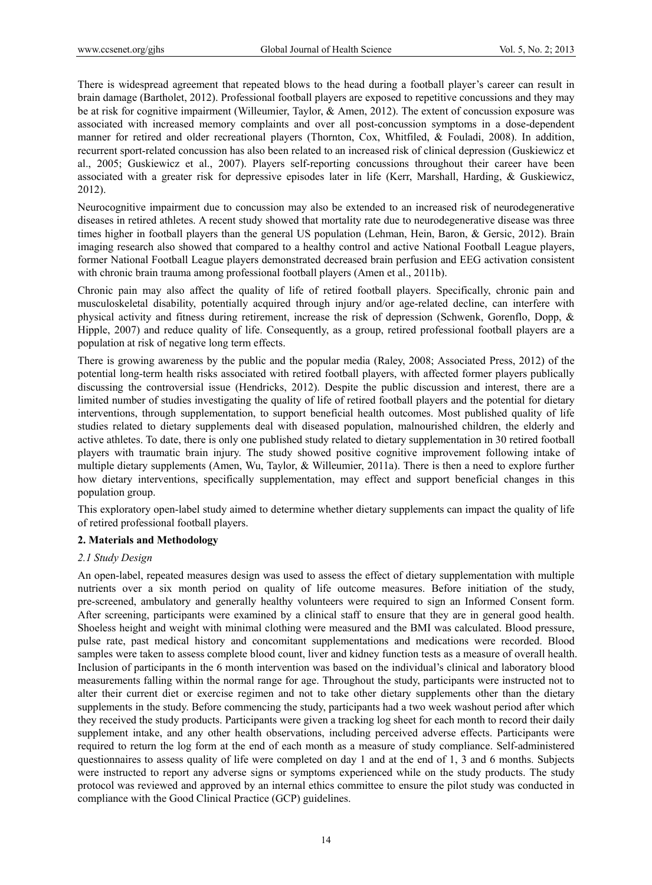There is widespread agreement that repeated blows to the head during a football player's career can result in brain damage (Bartholet, 2012). Professional football players are exposed to repetitive concussions and they may be at risk for cognitive impairment (Willeumier, Taylor, & Amen, 2012). The extent of concussion exposure was associated with increased memory complaints and over all post-concussion symptoms in a dose-dependent manner for retired and older recreational players (Thornton, Cox, Whitfiled, & Fouladi, 2008). In addition, recurrent sport-related concussion has also been related to an increased risk of clinical depression (Guskiewicz et al., 2005; Guskiewicz et al., 2007). Players self-reporting concussions throughout their career have been associated with a greater risk for depressive episodes later in life (Kerr, Marshall, Harding, & Guskiewicz, 2012).

Neurocognitive impairment due to concussion may also be extended to an increased risk of neurodegenerative diseases in retired athletes. A recent study showed that mortality rate due to neurodegenerative disease was three times higher in football players than the general US population (Lehman, Hein, Baron, & Gersic, 2012). Brain imaging research also showed that compared to a healthy control and active National Football League players, former National Football League players demonstrated decreased brain perfusion and EEG activation consistent with chronic brain trauma among professional football players (Amen et al., 2011b).

Chronic pain may also affect the quality of life of retired football players. Specifically, chronic pain and musculoskeletal disability, potentially acquired through injury and/or age-related decline, can interfere with physical activity and fitness during retirement, increase the risk of depression (Schwenk, Gorenflo, Dopp, & Hipple, 2007) and reduce quality of life. Consequently, as a group, retired professional football players are a population at risk of negative long term effects.

There is growing awareness by the public and the popular media (Raley, 2008; Associated Press, 2012) of the potential long-term health risks associated with retired football players, with affected former players publically discussing the controversial issue (Hendricks, 2012). Despite the public discussion and interest, there are a limited number of studies investigating the quality of life of retired football players and the potential for dietary interventions, through supplementation, to support beneficial health outcomes. Most published quality of life studies related to dietary supplements deal with diseased population, malnourished children, the elderly and active athletes. To date, there is only one published study related to dietary supplementation in 30 retired football players with traumatic brain injury. The study showed positive cognitive improvement following intake of multiple dietary supplements (Amen, Wu, Taylor, & Willeumier, 2011a). There is then a need to explore further how dietary interventions, specifically supplementation, may effect and support beneficial changes in this population group.

This exploratory open-label study aimed to determine whether dietary supplements can impact the quality of life of retired professional football players.

## 2. Materials and Methodology

### *2.1 Study Design*

An open-label, repeated measures design was used to assess the effect of dietary supplementation with multiple nutrients over a six month period on quality of life outcome measures. Before initiation of the study, pre-screened, ambulatory and generally healthy volunteers were required to sign an Informed Consent form. After screening, participants were examined by a clinical staff to ensure that they are in general good health. Shoeless height and weight with minimal clothing were measured and the BMI was calculated. Blood pressure, pulse rate, past medical history and concomitant supplementations and medications were recorded. Blood samples were taken to assess complete blood count, liver and kidney function tests as a measure of overall health. Inclusion of participants in the 6 month intervention was based on the individual's clinical and laboratory blood measurements falling within the normal range for age. Throughout the study, participants were instructed not to alter their current diet or exercise regimen and not to take other dietary supplements other than the dietary supplements in the study. Before commencing the study, participants had a two week washout period after which they received the study products. Participants were given a tracking log sheet for each month to record their daily supplement intake, and any other health observations, including perceived adverse effects. Participants were required to return the log form at the end of each month as a measure of study compliance. Self-administered questionnaires to assess quality of life were completed on day 1 and at the end of 1, 3 and 6 months. Subjects were instructed to report any adverse signs or symptoms experienced while on the study products. The study protocol was reviewed and approved by an internal ethics committee to ensure the pilot study was conducted in compliance with the Good Clinical Practice (GCP) guidelines.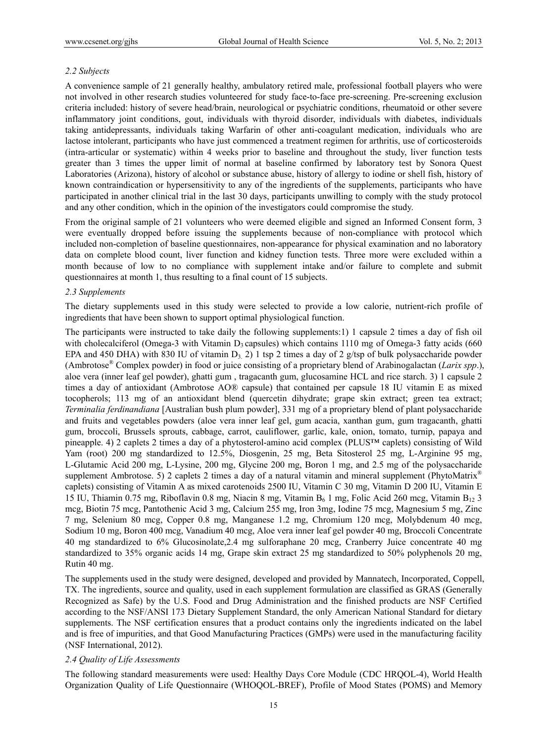### *2.2 Subjects*

A convenience sample of 21 generally healthy, ambulatory retired male, professional football players who were not involved in other research studies volunteered for study face-to-face pre-screening. Pre-screening exclusion criteria included: history of severe head/brain, neurological or psychiatric conditions, rheumatoid or other severe inflammatory joint conditions, gout, individuals with thyroid disorder, individuals with diabetes, individuals taking antidepressants, individuals taking Warfarin of other anti-coagulant medication, individuals who are lactose intolerant, participants who have just commenced a treatment regimen for arthritis, use of corticosteroids (intra-articular or systematic) within 4 weeks prior to baseline and throughout the study, liver function tests greater than 3 times the upper limit of normal at baseline confirmed by laboratory test by Sonora Quest Laboratories (Arizona), history of alcohol or substance abuse, history of allergy to iodine or shell fish, history of known contraindication or hypersensitivity to any of the ingredients of the supplements, participants who have participated in another clinical trial in the last 30 days, participants unwilling to comply with the study protocol and any other condition, which in the opinion of the investigators could compromise the study.

From the original sample of 21 volunteers who were deemed eligible and signed an Informed Consent form, 3 were eventually dropped before issuing the supplements because of non-compliance with protocol which included non-completion of baseline questionnaires, non-appearance for physical examination and no laboratory data on complete blood count, liver function and kidney function tests. Three more were excluded within a month because of low to no compliance with supplement intake and/or failure to complete and submit questionnaires at month 1, thus resulting to a final count of 15 subjects.

### *2.3 Supplements*

The dietary supplements used in this study were selected to provide a low calorie, nutrient-rich profile of ingredients that have been shown to support optimal physiological function.

The participants were instructed to take daily the following supplements:1) 1 capsule 2 times a day of fish oil with cholecalciferol (Omega-3 with Vitamin $D_3$ capsules) which contains 1110 mg of Omega-3 fatty acids (660 EPA and 450 DHA) with 830 IU of vitamin $D_3$. 2) 1 tsp 2 times a day of 2 g/tsp of bulk polysaccharide powder (Ambrotose® Complex powder) in food or juice consisting of a proprietary blend of Arabinogalactan (*Larix spp*.), aloe vera (inner leaf gel powder), ghatti gum , tragacanth gum, glucosamine HCL and rice starch. 3) 1 capsule 2 times a day of antioxidant (Ambrotose AO® capsule) that contained per capsule 18 IU vitamin E as mixed tocopherols; 113 mg of an antioxidant blend (quercetin dihydrate; grape skin extract; green tea extract; *Terminalia ferdinandiana* [Australian bush plum powder], 331 mg of a proprietary blend of plant polysaccharide and fruits and vegetables powders (aloe vera inner leaf gel, gum acacia, xanthan gum, gum tragacanth, ghatti gum, broccoli, Brussels sprouts, cabbage, carrot, cauliflower, garlic, kale, onion, tomato, turnip, papaya and pineapple. 4) 2 caplets 2 times a day of a phytosterol-amino acid complex (PLUS™ caplets) consisting of Wild Yam (root) 200 mg standardized to 12.5%, Diosgenin, 25 mg, Beta Sitosterol 25 mg, L-Arginine 95 mg, L-Glutamic Acid 200 mg, L-Lysine, 200 mg, Glycine 200 mg, Boron 1 mg, and 2.5 mg of the polysaccharide supplement Ambrotose. 5) 2 caplets 2 times a day of a natural vitamin and mineral supplement (PhytoMatrix® caplets) consisting of Vitamin A as mixed carotenoids 2500 IU, Vitamin C 30 mg, Vitamin D 200 IU, Vitamin E 15 IU, Thiamin 0.75 mg, Riboflavin 0.8 mg, Niacin 8 mg, Vitamin $B_6$ 1 mg, Folic Acid 260 mcg, Vitamin $B_{12}$ 3 mcg, Biotin 75 mcg, Pantothenic Acid 3 mg, Calcium 255 mg, Iron 3mg, Iodine 75 mcg, Magnesium 5 mg, Zinc 7 mg, Selenium 80 mcg, Copper 0.8 mg, Manganese 1.2 mg, Chromium 120 mcg, Molybdenum 40 mcg, Sodium 10 mg, Boron 400 mcg, Vanadium 40 mcg, Aloe vera inner leaf gel powder 40 mg, Broccoli Concentrate 40 mg standardized to 6% Glucosinolate,2.4 mg sulforaphane 20 mcg, Cranberry Juice concentrate 40 mg standardized to 35% organic acids 14 mg, Grape skin extract 25 mg standardized to 50% polyphenols 20 mg, Rutin 40 mg.

The supplements used in the study were designed, developed and provided by Mannatech, Incorporated, Coppell, TX. The ingredients, source and quality, used in each supplement formulation are classified as GRAS (Generally Recognized as Safe) by the U.S. Food and Drug Administration and the finished products are NSF Certified according to the NSF/ANSI 173 Dietary Supplement Standard, the only American National Standard for dietary supplements. The NSF certification ensures that a product contains only the ingredients indicated on the label and is free of impurities, and that Good Manufacturing Practices (GMPs) were used in the manufacturing facility (NSF International, 2012).

### *2.4 Quality of Life Assessments*

The following standard measurements were used: Healthy Days Core Module (CDC HRQOL-4), World Health Organization Quality of Life Questionnaire (WHOQOL-BREF), Profile of Mood States (POMS) and Memory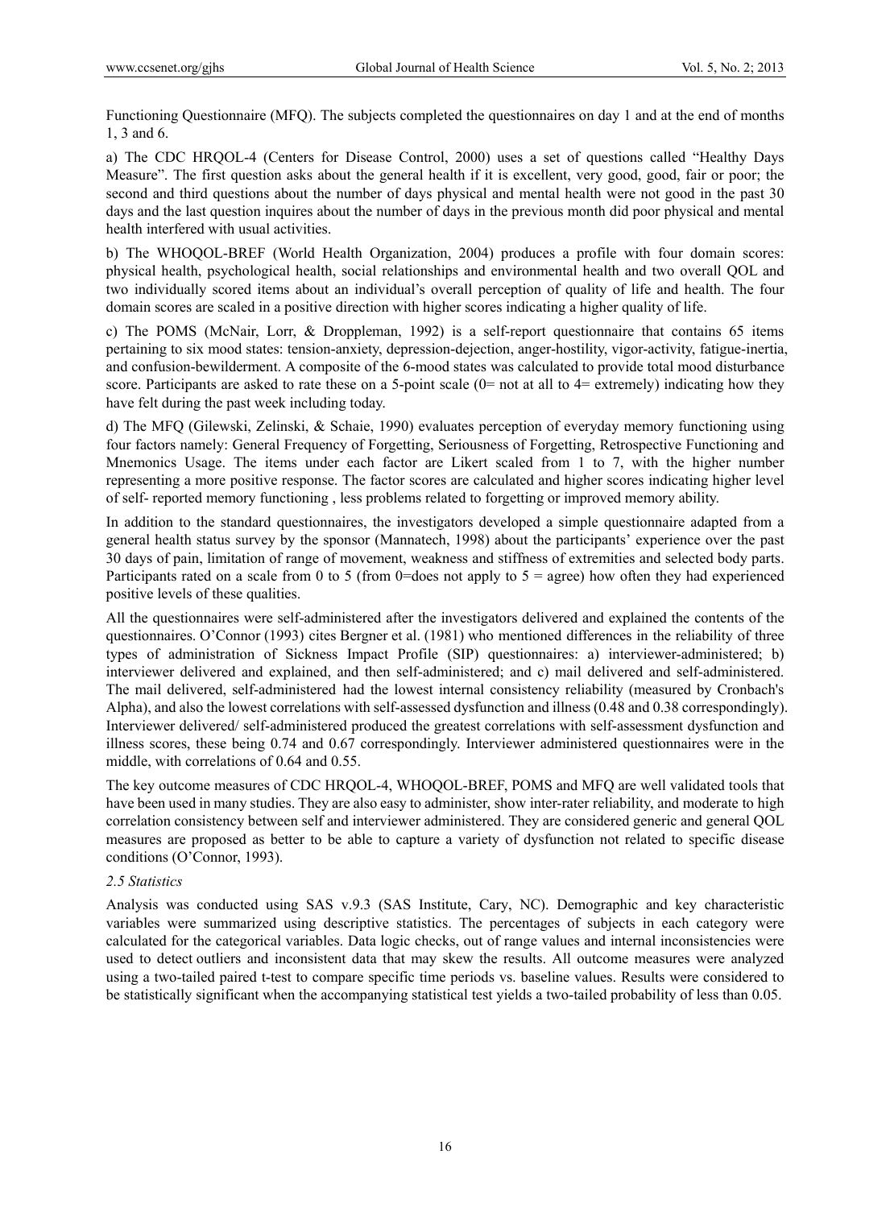Functioning Questionnaire (MFQ). The subjects completed the questionnaires on day 1 and at the end of months 1, 3 and 6.

a) The CDC HRQOL-4 (Centers for Disease Control, 2000) uses a set of questions called "Healthy Days Measure". The first question asks about the general health if it is excellent, very good, good, fair or poor; the second and third questions about the number of days physical and mental health were not good in the past 30 days and the last question inquires about the number of days in the previous month did poor physical and mental health interfered with usual activities.

b) The WHOQOL-BREF (World Health Organization, 2004) produces a profile with four domain scores: physical health, psychological health, social relationships and environmental health and two overall QOL and two individually scored items about an individual's overall perception of quality of life and health. The four domain scores are scaled in a positive direction with higher scores indicating a higher quality of life.

c) The POMS (McNair, Lorr, & Droppleman, 1992) is a self-report questionnaire that contains 65 items pertaining to six mood states: tension-anxiety, depression-dejection, anger-hostility, vigor-activity, fatigue-inertia, and confusion-bewilderment. A composite of the 6-mood states was calculated to provide total mood disturbance score. Participants are asked to rate these on a 5-point scale (0= not at all to 4= extremely) indicating how they have felt during the past week including today.

d) The MFQ (Gilewski, Zelinski, & Schaie, 1990) evaluates perception of everyday memory functioning using four factors namely: General Frequency of Forgetting, Seriousness of Forgetting, Retrospective Functioning and Mnemonics Usage. The items under each factor are Likert scaled from 1 to 7, with the higher number representing a more positive response. The factor scores are calculated and higher scores indicating higher level of self- reported memory functioning , less problems related to forgetting or improved memory ability.

In addition to the standard questionnaires, the investigators developed a simple questionnaire adapted from a general health status survey by the sponsor (Mannatech, 1998) about the participants' experience over the past 30 days of pain, limitation of range of movement, weakness and stiffness of extremities and selected body parts. Participants rated on a scale from 0 to 5 (from 0=does not apply to 5 = agree) how often they had experienced positive levels of these qualities.

All the questionnaires were self-administered after the investigators delivered and explained the contents of the questionnaires. O'Connor (1993) cites Bergner et al. (1981) who mentioned differences in the reliability of three types of administration of Sickness Impact Profile (SIP) questionnaires: a) interviewer-administered; b) interviewer delivered and explained, and then self-administered; and c) mail delivered and self-administered. The mail delivered, self-administered had the lowest internal consistency reliability (measured by Cronbach's Alpha), and also the lowest correlations with self-assessed dysfunction and illness (0.48 and 0.38 correspondingly). Interviewer delivered/ self-administered produced the greatest correlations with self-assessment dysfunction and illness scores, these being 0.74 and 0.67 correspondingly. Interviewer administered questionnaires were in the middle, with correlations of 0.64 and 0.55.

The key outcome measures of CDC HRQOL-4, WHOQOL-BREF, POMS and MFQ are well validated tools that have been used in many studies. They are also easy to administer, show inter-rater reliability, and moderate to high correlation consistency between self and interviewer administered. They are considered generic and general QOL measures are proposed as better to be able to capture a variety of dysfunction not related to specific disease conditions (O'Connor, 1993).

### *2.5 Statistics*

Analysis was conducted using SAS v.9.3 (SAS Institute, Cary, NC). Demographic and key characteristic variables were summarized using descriptive statistics. The percentages of subjects in each category were calculated for the categorical variables. Data logic checks, out of range values and internal inconsistencies were used to detect outliers and inconsistent data that may skew the results. All outcome measures were analyzed using a two-tailed paired t-test to compare specific time periods vs. baseline values. Results were considered to be statistically significant when the accompanying statistical test yields a two-tailed probability of less than 0.05.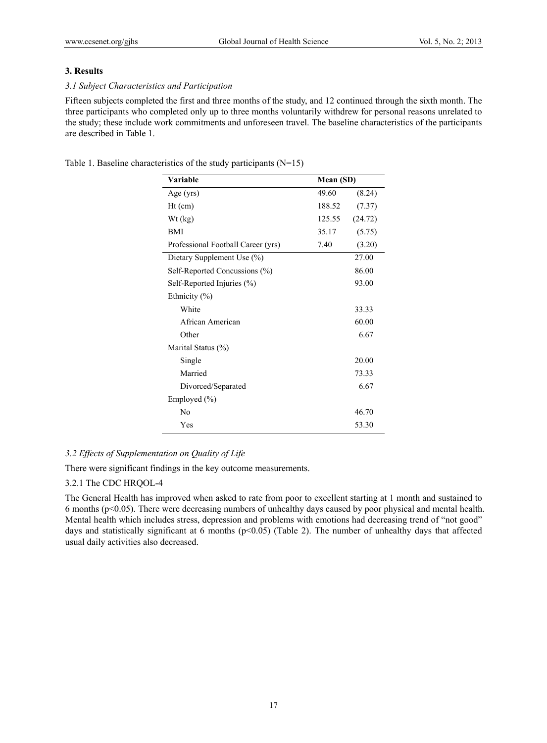## 3. Results

### *3.1 Subject Characteristics and Participation*

Fifteen subjects completed the first and three months of the study, and 12 continued through the sixth month. The three participants who completed only up to three months voluntarily withdrew for personal reasons unrelated to the study; these include work commitments and unforeseen travel. The baseline characteristics of the participants are described in Table 1.

Table 1. Baseline characteristics of the study participants (N=15)

| Variable | Mean (SD) | |
|---|---|---|
| Age (yrs) | 49.60 | (8.24) |
| Ht (cm) | 188.52 | (7.37) |
| Wt (kg) | 125.55 | (24.72) |
| BMI | 35.17 | (5.75) |
| Professional Football Career (yrs) | 7.40 | (3.20) |
| Dietary Supplement Use (%) | | 27.00 |
| Self-Reported Concussions (%) | | 86.00 |
| Self-Reported Injuries (%) | | 93.00 |
| Ethnicity (%) | | |
| White | | 33.33 |
| African American | | 60.00 |
| Other | | 6.67 |
| Marital Status (%) | | |
| Single | | 20.00 |
| Married | | 73.33 |
| Divorced/Separated | | 6.67 |
| Employed (%) | | |
| No | | 46.70 |
| Yes | | 53.30 |

### *3.2 Effects of Supplementation on Quality of Life*

There were significant findings in the key outcome measurements.

#### 3.2.1 The CDC HRQOL-4

The General Health has improved when asked to rate from poor to excellent starting at 1 month and sustained to 6 months ($p<0.05$). There were decreasing numbers of unhealthy days caused by poor physical and mental health. Mental health which includes stress, depression and problems with emotions had decreasing trend of "not good" days and statistically significant at 6 months ($p<0.05$) (Table 2). The number of unhealthy days that affected usual daily activities also decreased.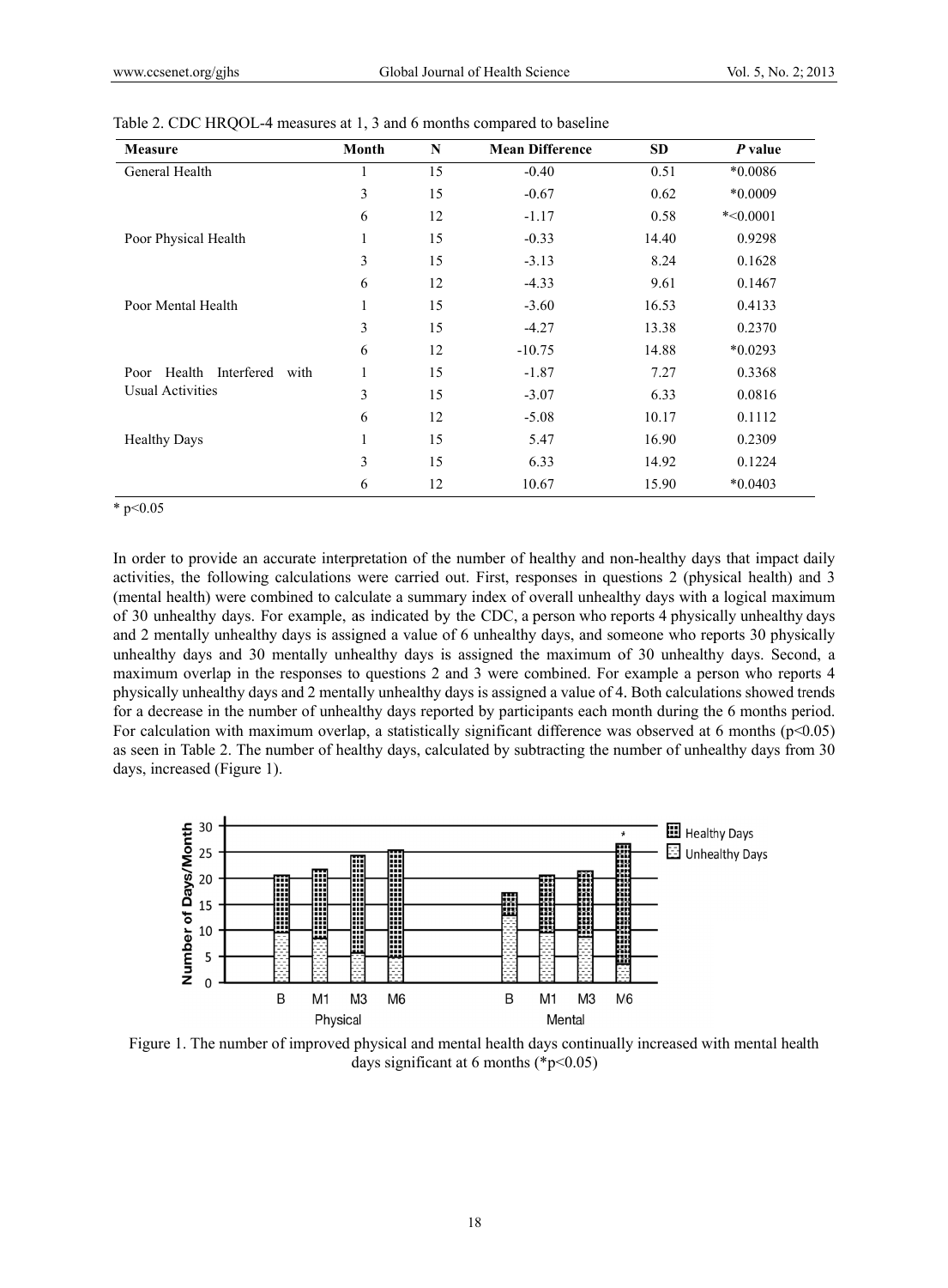Table 2. CDC HRQOL-4 measures at 1, 3 and 6 months compared to baseline

| Measure | Month | N | Mean Difference | SD | *P* value |
|---|---|---|---|---|---|
| General Health | 1 | 15 | -0.40 | 0.51 | *0.0086 |
| | 3 | 15 | -0.67 | 0.62 | *0.0009 |
| | 6 | 12 | -1.17 | 0.58 | *<0.0001 |
| Poor Physical Health | 1 | 15 | -0.33 | 14.40 | 0.9298 |
| | 3 | 15 | -3.13 | 8.24 | 0.1628 |
| | 6 | 12 | -4.33 | 9.61 | 0.1467 |
| Poor Mental Health | 1 | 15 | -3.60 | 16.53 | 0.4133 |
| | 3 | 15 | -4.27 | 13.38 | 0.2370 |
| | 6 | 12 | -10.75 | 14.88 | *0.0293 |
| Poor Health Interfered with Usual Activities | 1 | 15 | -1.87 | 7.27 | 0.3368 |
| | 3 | 15 | -3.07 | 6.33 | 0.0816 |
| | 6 | 12 | -5.08 | 10.17 | 0.1112 |
| Healthy Days | 1 | 15 | 5.47 | 16.90 | 0.2309 |
| | 3 | 15 | 6.33 | 14.92 | 0.1224 |
| | 6 | 12 | 10.67 | 15.90 | *0.0403 |

* $p<0.05$

In order to provide an accurate interpretation of the number of healthy and non-healthy days that impact daily activities, the following calculations were carried out. First, responses in questions 2 (physical health) and 3 (mental health) were combined to calculate a summary index of overall unhealthy days with a logical maximum of 30 unhealthy days. For example, as indicated by the CDC, a person who reports 4 physically unhealthy days and 2 mentally unhealthy days is assigned a value of 6 unhealthy days, and someone who reports 30 physically unhealthy days and 30 mentally unhealthy days is assigned the maximum of 30 unhealthy days. Second, a maximum overlap in the responses to questions 2 and 3 were combined. For example a person who reports 4 physically unhealthy days and 2 mentally unhealthy days is assigned a value of 4. Both calculations showed trends for a decrease in the number of unhealthy days reported by participants each month during the 6 months period. For calculation with maximum overlap, a statistically significant difference was observed at 6 months ($p<0.05$) as seen in Table 2. The number of healthy days, calculated by subtracting the number of unhealthy days from 30 days, increased (Figure 1).

Figure 1. The number of improved physical and mental health days continually increased with mental health days significant at 6 months (*$p<0.05$)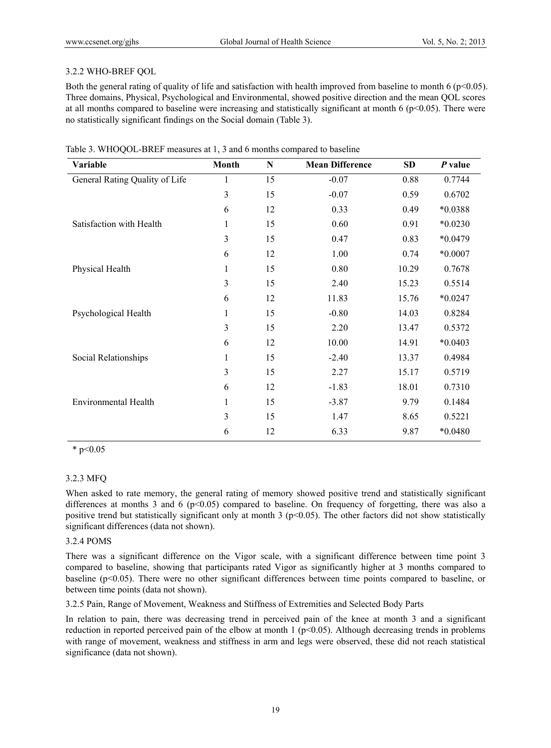### 3.2.2 WHO-BREF QOL

Both the general rating of quality of life and satisfaction with health improved from baseline to month 6 ($p<0.05$). Three domains, Physical, Psychological and Environmental, showed positive direction and the mean QOL scores at all months compared to baseline were increasing and statistically significant at month 6 ($p<0.05$). There were no statistically significant findings on the Social domain (Table 3).

Table 3. WHOQOL-BREF measures at 1, 3 and 6 months compared to baseline

| Variable | Month | N | Mean Difference | SD | *P* value |
|---|---|---|---|---|---|
| General Rating Quality of Life | 1 | 15 | -0.07 | 0.88 | 0.7744 |
| | 3 | 15 | -0.07 | 0.59 | 0.6702 |
| | 6 | 12 | 0.33 | 0.49 | *0.0388 |
| Satisfaction with Health | 1 | 15 | 0.60 | 0.91 | *0.0230 |
| | 3 | 15 | 0.47 | 0.83 | *0.0479 |
| | 6 | 12 | 1.00 | 0.74 | *0.0007 |
| Physical Health | 1 | 15 | 0.80 | 10.29 | 0.7678 |
| | 3 | 15 | 2.40 | 15.23 | 0.5514 |
| | 6 | 12 | 11.83 | 15.76 | *0.0247 |
| Psychological Health | 1 | 15 | -0.80 | 14.03 | 0.8284 |
| | 3 | 15 | 2.20 | 13.47 | 0.5372 |
| | 6 | 12 | 10.00 | 14.91 | *0.0403 |
| Social Relationships | 1 | 15 | -2.40 | 13.37 | 0.4984 |
| | 3 | 15 | 2.27 | 15.17 | 0.5719 |
| | 6 | 12 | -1.83 | 18.01 | 0.7310 |
| Environmental Health | 1 | 15 | -3.87 | 9.79 | 0.1484 |
| | 3 | 15 | 1.47 | 8.65 | 0.5221 |
| | 6 | 12 | 6.33 | 9.87 | *0.0480 |

* $p<0.05$

### 3.2.3 MFQ

When asked to rate memory, the general rating of memory showed positive trend and statistically significant differences at months 3 and 6 ($p<0.05$) compared to baseline. On frequency of forgetting, there was also a positive trend but statistically significant only at month 3 ($p<0.05$). The other factors did not show statistically significant differences (data not shown).

### 3.2.4 POMS

There was a significant difference on the Vigor scale, with a significant difference between time point 3 compared to baseline, showing that participants rated Vigor as significantly higher at 3 months compared to baseline ($p<0.05$). There were no other significant differences between time points compared to baseline, or between time points (data not shown).

### 3.2.5 Pain, Range of Movement, Weakness and Stiffness of Extremities and Selected Body Parts

In relation to pain, there was decreasing trend in perceived pain of the knee at month 3 and a significant reduction in reported perceived pain of the elbow at month 1 ($p<0.05$). Although decreasing trends in problems with range of movement, weakness and stiffness in arm and legs were observed, these did not reach statistical significance (data not shown).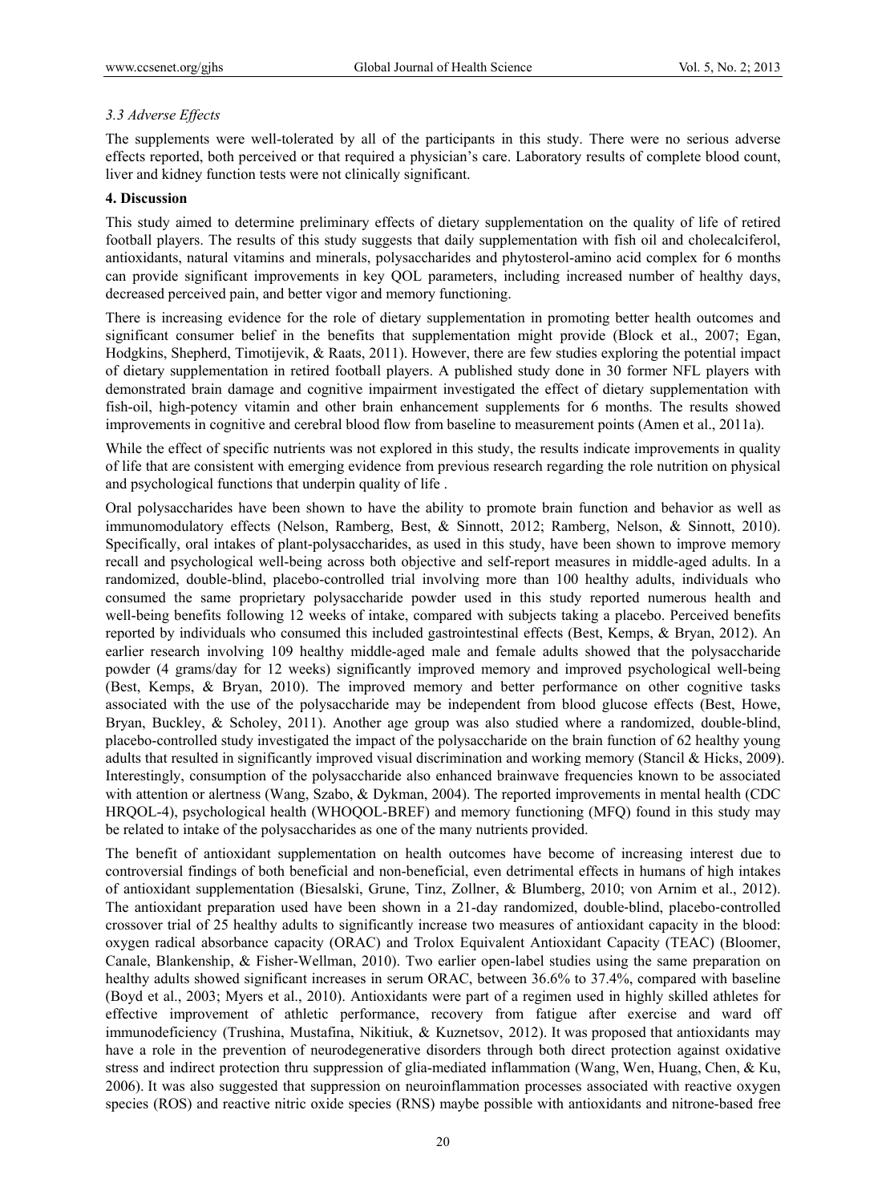### *3.3 Adverse Effects*

The supplements were well-tolerated by all of the participants in this study. There were no serious adverse effects reported, both perceived or that required a physician's care. Laboratory results of complete blood count, liver and kidney function tests were not clinically significant.

## 4. Discussion

This study aimed to determine preliminary effects of dietary supplementation on the quality of life of retired football players. The results of this study suggests that daily supplementation with fish oil and cholecalciferol, antioxidants, natural vitamins and minerals, polysaccharides and phytosterol-amino acid complex for 6 months can provide significant improvements in key QOL parameters, including increased number of healthy days, decreased perceived pain, and better vigor and memory functioning.

There is increasing evidence for the role of dietary supplementation in promoting better health outcomes and significant consumer belief in the benefits that supplementation might provide (Block et al., 2007; Egan, Hodgkins, Shepherd, Timotijevik, & Raats, 2011). However, there are few studies exploring the potential impact of dietary supplementation in retired football players. A published study done in 30 former NFL players with demonstrated brain damage and cognitive impairment investigated the effect of dietary supplementation with fish-oil, high-potency vitamin and other brain enhancement supplements for 6 months. The results showed improvements in cognitive and cerebral blood flow from baseline to measurement points (Amen et al., 2011a).

While the effect of specific nutrients was not explored in this study, the results indicate improvements in quality of life that are consistent with emerging evidence from previous research regarding the role nutrition on physical and psychological functions that underpin quality of life .

Oral polysaccharides have been shown to have the ability to promote brain function and behavior as well as immunomodulatory effects (Nelson, Ramberg, Best, & Sinnott, 2012; Ramberg, Nelson, & Sinnott, 2010). Specifically, oral intakes of plant-polysaccharides, as used in this study, have been shown to improve memory recall and psychological well-being across both objective and self-report measures in middle-aged adults. In a randomized, double-blind, placebo-controlled trial involving more than 100 healthy adults, individuals who consumed the same proprietary polysaccharide powder used in this study reported numerous health and well-being benefits following 12 weeks of intake, compared with subjects taking a placebo. Perceived benefits reported by individuals who consumed this included gastrointestinal effects (Best, Kemps, & Bryan, 2012). An earlier research involving 109 healthy middle-aged male and female adults showed that the polysaccharide powder (4 grams/day for 12 weeks) significantly improved memory and improved psychological well-being (Best, Kemps, & Bryan, 2010). The improved memory and better performance on other cognitive tasks associated with the use of the polysaccharide may be independent from blood glucose effects (Best, Howe, Bryan, Buckley, & Scholey, 2011). Another age group was also studied where a randomized, double-blind, placebo-controlled study investigated the impact of the polysaccharide on the brain function of 62 healthy young adults that resulted in significantly improved visual discrimination and working memory (Stancil & Hicks, 2009). Interestingly, consumption of the polysaccharide also enhanced brainwave frequencies known to be associated with attention or alertness (Wang, Szabo, & Dykman, 2004). The reported improvements in mental health (CDC HRQOL-4), psychological health (WHOQOL-BREF) and memory functioning (MFQ) found in this study may be related to intake of the polysaccharides as one of the many nutrients provided.

The benefit of antioxidant supplementation on health outcomes have become of increasing interest due to controversial findings of both beneficial and non-beneficial, even detrimental effects in humans of high intakes of antioxidant supplementation (Biesalski, Grune, Tinz, Zollner, & Blumberg, 2010; von Arnim et al., 2012). The antioxidant preparation used have been shown in a 21-day randomized, double-blind, placebo-controlled crossover trial of 25 healthy adults to significantly increase two measures of antioxidant capacity in the blood: oxygen radical absorbance capacity (ORAC) and Trolox Equivalent Antioxidant Capacity (TEAC) (Bloomer, Canale, Blankenship, & Fisher-Wellman, 2010). Two earlier open-label studies using the same preparation on healthy adults showed significant increases in serum ORAC, between 36.6% to 37.4%, compared with baseline (Boyd et al., 2003; Myers et al., 2010). Antioxidants were part of a regimen used in highly skilled athletes for effective improvement of athletic performance, recovery from fatigue after exercise and ward off immunodeficiency (Trushina, Mustafina, Nikitiuk, & Kuznetsov, 2012). It was proposed that antioxidants may have a role in the prevention of neurodegenerative disorders through both direct protection against oxidative stress and indirect protection thru suppression of glia-mediated inflammation (Wang, Wen, Huang, Chen, & Ku, 2006). It was also suggested that suppression on neuroinflammation processes associated with reactive oxygen species (ROS) and reactive nitric oxide species (RNS) maybe possible with antioxidants and nitrone-based free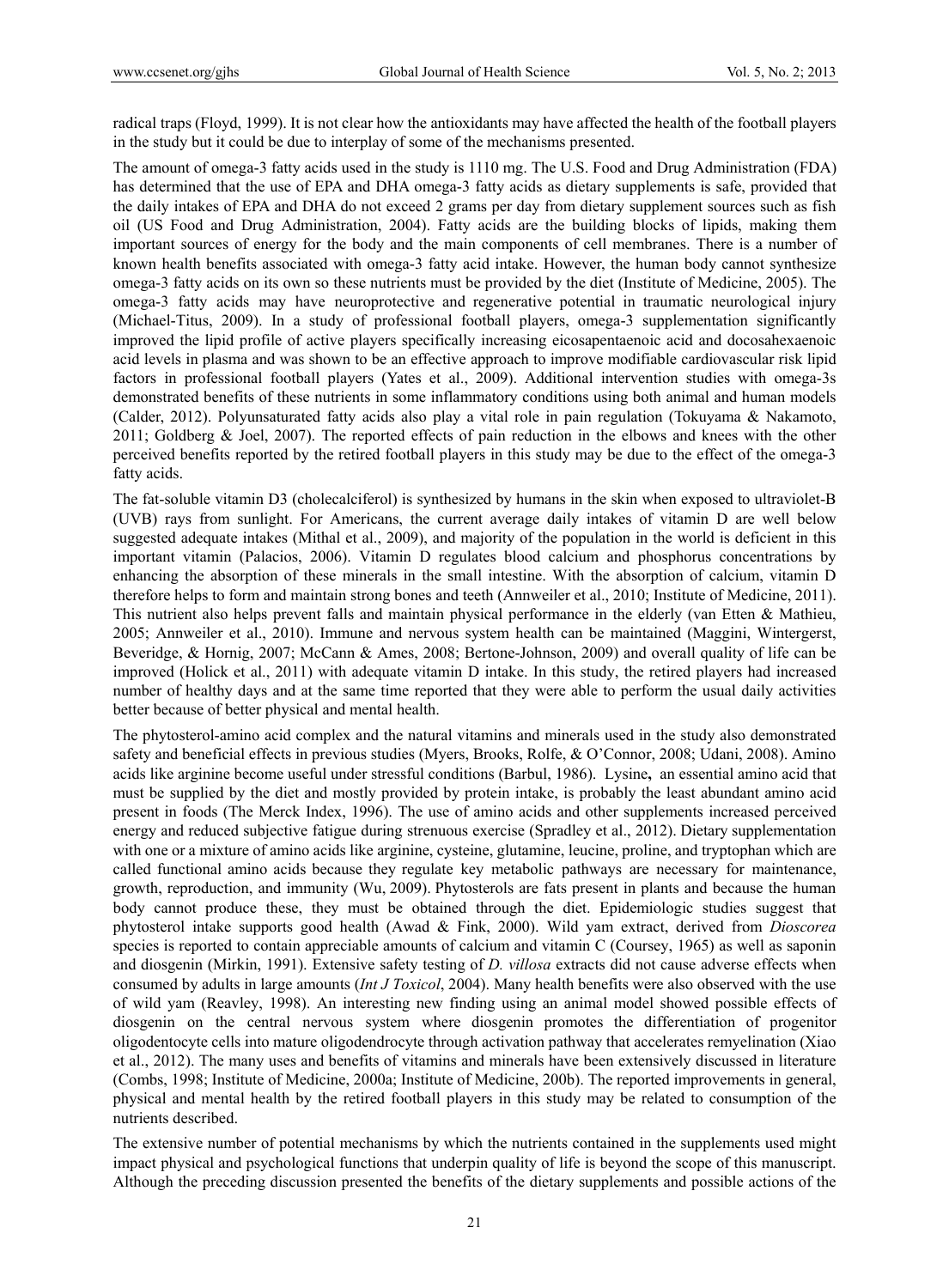radical traps (Floyd, 1999). It is not clear how the antioxidants may have affected the health of the football players in the study but it could be due to interplay of some of the mechanisms presented.

The amount of omega-3 fatty acids used in the study is 1110 mg. The U.S. Food and Drug Administration (FDA) has determined that the use of EPA and DHA omega-3 fatty acids as dietary supplements is safe, provided that the daily intakes of EPA and DHA do not exceed 2 grams per day from dietary supplement sources such as fish oil (US Food and Drug Administration, 2004). Fatty acids are the building blocks of lipids, making them important sources of energy for the body and the main components of cell membranes. There is a number of known health benefits associated with omega-3 fatty acid intake. However, the human body cannot synthesize omega-3 fatty acids on its own so these nutrients must be provided by the diet (Institute of Medicine, 2005). The omega-3 fatty acids may have neuroprotective and regenerative potential in traumatic neurological injury (Michael-Titus, 2009). In a study of professional football players, omega-3 supplementation significantly improved the lipid profile of active players specifically increasing eicosapentaenoic acid and docosahexaenoic acid levels in plasma and was shown to be an effective approach to improve modifiable cardiovascular risk lipid factors in professional football players (Yates et al., 2009). Additional intervention studies with omega-3s demonstrated benefits of these nutrients in some inflammatory conditions using both animal and human models (Calder, 2012). Polyunsaturated fatty acids also play a vital role in pain regulation (Tokuyama & Nakamoto, 2011; Goldberg & Joel, 2007). The reported effects of pain reduction in the elbows and knees with the other perceived benefits reported by the retired football players in this study may be due to the effect of the omega-3 fatty acids.

The fat-soluble vitamin D3 (cholecalciferol) is synthesized by humans in the skin when exposed to ultraviolet-B (UVB) rays from sunlight. For Americans, the current average daily intakes of vitamin D are well below suggested adequate intakes (Mithal et al., 2009), and majority of the population in the world is deficient in this important vitamin (Palacios, 2006). Vitamin D regulates blood calcium and phosphorus concentrations by enhancing the absorption of these minerals in the small intestine. With the absorption of calcium, vitamin D therefore helps to form and maintain strong bones and teeth (Annweiler et al., 2010; Institute of Medicine, 2011). This nutrient also helps prevent falls and maintain physical performance in the elderly (van Etten & Mathieu, 2005; Annweiler et al., 2010). Immune and nervous system health can be maintained (Maggini, Wintergerst, Beveridge, & Hornig, 2007; McCann & Ames, 2008; Bertone-Johnson, 2009) and overall quality of life can be improved (Holick et al., 2011) with adequate vitamin D intake. In this study, the retired players had increased number of healthy days and at the same time reported that they were able to perform the usual daily activities better because of better physical and mental health.

The phytosterol-amino acid complex and the natural vitamins and minerals used in the study also demonstrated safety and beneficial effects in previous studies (Myers, Brooks, Rolfe, & O'Connor, 2008; Udani, 2008). Amino acids like arginine become useful under stressful conditions (Barbul, 1986). Lysine**,** an essential amino acid that must be supplied by the diet and mostly provided by protein intake, is probably the least abundant amino acid present in foods (The Merck Index, 1996). The use of amino acids and other supplements increased perceived energy and reduced subjective fatigue during strenuous exercise (Spradley et al., 2012). Dietary supplementation with one or a mixture of amino acids like arginine, cysteine, glutamine, leucine, proline, and tryptophan which are called functional amino acids because they regulate key metabolic pathways are necessary for maintenance, growth, reproduction, and immunity (Wu, 2009). Phytosterols are fats present in plants and because the human body cannot produce these, they must be obtained through the diet. Epidemiologic studies suggest that phytosterol intake supports good health (Awad & Fink, 2000). Wild yam extract, derived from *Dioscorea* species is reported to contain appreciable amounts of calcium and vitamin C (Coursey, 1965) as well as saponin and diosgenin (Mirkin, 1991). Extensive safety testing of *D. villosa* extracts did not cause adverse effects when consumed by adults in large amounts (*Int J Toxicol*, 2004). Many health benefits were also observed with the use of wild yam (Reavley, 1998). An interesting new finding using an animal model showed possible effects of diosgenin on the central nervous system where diosgenin promotes the differentiation of progenitor oligodentocyte cells into mature oligodendrocyte through activation pathway that accelerates remyelination (Xiao et al., 2012). The many uses and benefits of vitamins and minerals have been extensively discussed in literature (Combs, 1998; Institute of Medicine, 2000a; Institute of Medicine, 200b). The reported improvements in general, physical and mental health by the retired football players in this study may be related to consumption of the nutrients described.

The extensive number of potential mechanisms by which the nutrients contained in the supplements used might impact physical and psychological functions that underpin quality of life is beyond the scope of this manuscript. Although the preceding discussion presented the benefits of the dietary supplements and possible actions of the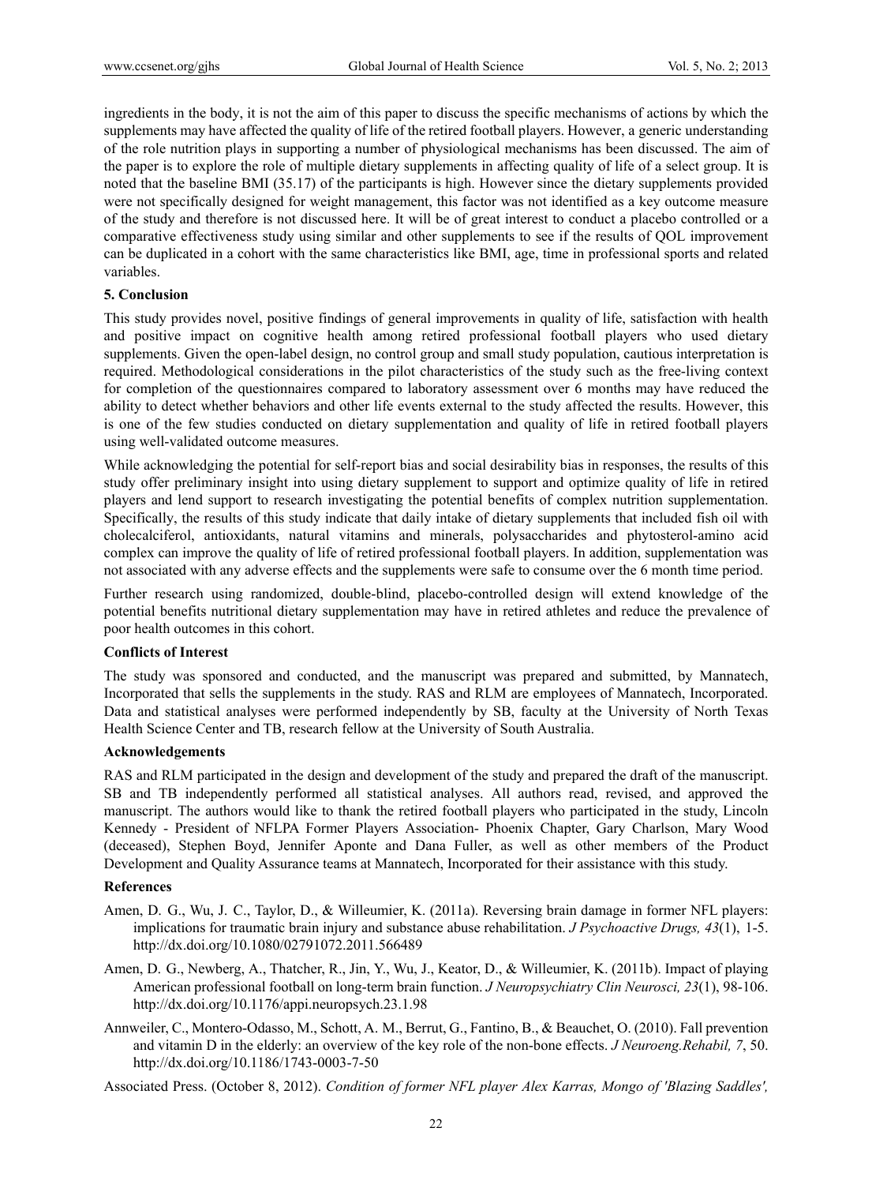ingredients in the body, it is not the aim of this paper to discuss the specific mechanisms of actions by which the supplements may have affected the quality of life of the retired football players. However, a generic understanding of the role nutrition plays in supporting a number of physiological mechanisms has been discussed. The aim of the paper is to explore the role of multiple dietary supplements in affecting quality of life of a select group. It is noted that the baseline BMI (35.17) of the participants is high. However since the dietary supplements provided were not specifically designed for weight management, this factor was not identified as a key outcome measure of the study and therefore is not discussed here. It will be of great interest to conduct a placebo controlled or a comparative effectiveness study using similar and other supplements to see if the results of QOL improvement can be duplicated in a cohort with the same characteristics like BMI, age, time in professional sports and related variables.

## 5. Conclusion

This study provides novel, positive findings of general improvements in quality of life, satisfaction with health and positive impact on cognitive health among retired professional football players who used dietary supplements. Given the open-label design, no control group and small study population, cautious interpretation is required. Methodological considerations in the pilot characteristics of the study such as the free-living context for completion of the questionnaires compared to laboratory assessment over 6 months may have reduced the ability to detect whether behaviors and other life events external to the study affected the results. However, this is one of the few studies conducted on dietary supplementation and quality of life in retired football players using well-validated outcome measures.

While acknowledging the potential for self-report bias and social desirability bias in responses, the results of this study offer preliminary insight into using dietary supplement to support and optimize quality of life in retired players and lend support to research investigating the potential benefits of complex nutrition supplementation. Specifically, the results of this study indicate that daily intake of dietary supplements that included fish oil with cholecalciferol, antioxidants, natural vitamins and minerals, polysaccharides and phytosterol-amino acid complex can improve the quality of life of retired professional football players. In addition, supplementation was not associated with any adverse effects and the supplements were safe to consume over the 6 month time period.

Further research using randomized, double-blind, placebo-controlled design will extend knowledge of the potential benefits nutritional dietary supplementation may have in retired athletes and reduce the prevalence of poor health outcomes in this cohort.

### Conflicts of Interest

The study was sponsored and conducted, and the manuscript was prepared and submitted, by Mannatech, Incorporated that sells the supplements in the study. RAS and RLM are employees of Mannatech, Incorporated. Data and statistical analyses were performed independently by SB, faculty at the University of North Texas Health Science Center and TB, research fellow at the University of South Australia.

### Acknowledgements

RAS and RLM participated in the design and development of the study and prepared the draft of the manuscript. SB and TB independently performed all statistical analyses. All authors read, revised, and approved the manuscript. The authors would like to thank the retired football players who participated in the study, Lincoln Kennedy - President of NFLPA Former Players Association- Phoenix Chapter, Gary Charlson, Mary Wood (deceased), Stephen Boyd, Jennifer Aponte and Dana Fuller, as well as other members of the Product Development and Quality Assurance teams at Mannatech, Incorporated for their assistance with this study.

### References

Amen, D. G., Wu, J. C., Taylor, D., & Willeumier, K. (2011a). Reversing brain damage in former NFL players: implications for traumatic brain injury and substance abuse rehabilitation. *J Psychoactive Drugs, 43*(1), 1-5. http://dx.doi.org/10.1080/02791072.2011.566489

Amen, D. G., Newberg, A., Thatcher, R., Jin, Y., Wu, J., Keator, D., & Willeumier, K. (2011b). Impact of playing American professional football on long-term brain function. *J Neuropsychiatry Clin Neurosci, 23*(1), 98-106. http://dx.doi.org/10.1176/appi.neuropsych.23.1.98

Annweiler, C., Montero-Odasso, M., Schott, A. M., Berrut, G., Fantino, B., & Beauchet, O. (2010). Fall prevention and vitamin D in the elderly: an overview of the key role of the non-bone effects. *J Neuroeng.Rehabil, 7*, 50. http://dx.doi.org/10.1186/1743-0003-7-50

Associated Press. (October 8, 2012). *Condition of former NFL player Alex Karras, Mongo of 'Blazing Saddles',*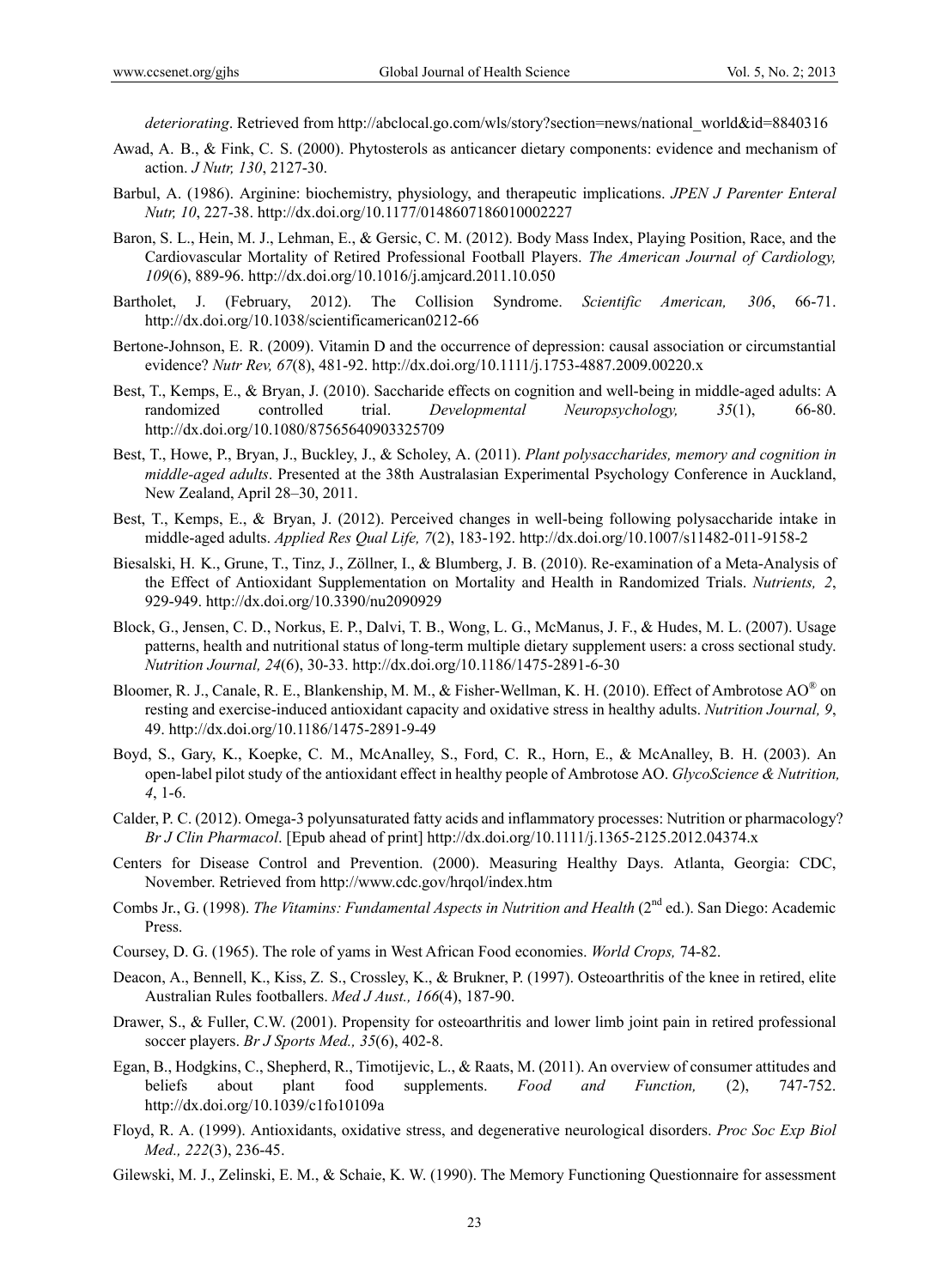*deteriorating*. Retrieved from http://abclocal.go.com/wls/story?section=news/national_world&id=8840316

Awad, A. B., & Fink, C. S. (2000). Phytosterols as anticancer dietary components: evidence and mechanism of action. *J Nutr, 130*, 2127-30.

Barbul, A. (1986). Arginine: biochemistry, physiology, and therapeutic implications. *JPEN J Parenter Enteral Nutr, 10*, 227-38. http://dx.doi.org/10.1177/0148607186010002227

Baron, S. L., Hein, M. J., Lehman, E., & Gersic, C. M. (2012). Body Mass Index, Playing Position, Race, and the Cardiovascular Mortality of Retired Professional Football Players. *The American Journal of Cardiology, 109*(6), 889-96. http://dx.doi.org/10.1016/j.amjcard.2011.10.050

Bartholet, J. (February, 2012). The Collision Syndrome. *Scientific American, 306*, 66-71. http://dx.doi.org/10.1038/scientificamerican0212-66

Bertone-Johnson, E. R. (2009). Vitamin D and the occurrence of depression: causal association or circumstantial evidence? *Nutr Rev, 67*(8), 481-92. http://dx.doi.org/10.1111/j.1753-4887.2009.00220.x

Best, T., Kemps, E., & Bryan, J. (2010). Saccharide effects on cognition and well-being in middle-aged adults: A randomized controlled trial. *Developmental Neuropsychology, 35*(1), 66-80. http://dx.doi.org/10.1080/87565640903325709

Best, T., Howe, P., Bryan, J., Buckley, J., & Scholey, A. (2011). *Plant polysaccharides, memory and cognition in middle-aged adults*. Presented at the 38th Australasian Experimental Psychology Conference in Auckland, New Zealand, April 28–30, 2011.

Best, T., Kemps, E., & Bryan, J. (2012). Perceived changes in well-being following polysaccharide intake in middle-aged adults. *Applied Res Qual Life, 7*(2), 183-192. http://dx.doi.org/10.1007/s11482-011-9158-2

Biesalski, H. K., Grune, T., Tinz, J., Zöllner, I., & Blumberg, J. B. (2010). Re-examination of a Meta-Analysis of the Effect of Antioxidant Supplementation on Mortality and Health in Randomized Trials. *Nutrients, 2*, 929-949. http://dx.doi.org/10.3390/nu2090929

Block, G., Jensen, C. D., Norkus, E. P., Dalvi, T. B., Wong, L. G., McManus, J. F., & Hudes, M. L. (2007). Usage patterns, health and nutritional status of long-term multiple dietary supplement users: a cross sectional study. *Nutrition Journal, 24*(6), 30-33. http://dx.doi.org/10.1186/1475-2891-6-30

Bloomer, R. J., Canale, R. E., Blankenship, M. M., & Fisher-Wellman, K. H. (2010). Effect of Ambrotose AO® on resting and exercise-induced antioxidant capacity and oxidative stress in healthy adults. *Nutrition Journal, 9*, 49. http://dx.doi.org/10.1186/1475-2891-9-49

Boyd, S., Gary, K., Koepke, C. M., McAnalley, S., Ford, C. R., Horn, E., & McAnalley, B. H. (2003). An open-label pilot study of the antioxidant effect in healthy people of Ambrotose AO. *GlycoScience & Nutrition, 4*, 1-6.

Calder, P. C. (2012). Omega-3 polyunsaturated fatty acids and inflammatory processes: Nutrition or pharmacology? *Br J Clin Pharmacol*. [Epub ahead of print] http://dx.doi.org/10.1111/j.1365-2125.2012.04374.x

Centers for Disease Control and Prevention. (2000). Measuring Healthy Days. Atlanta, Georgia: CDC, November. Retrieved from http://www.cdc.gov/hrqol/index.htm

Combs Jr., G. (1998). *The Vitamins: Fundamental Aspects in Nutrition and Health* (2nd ed.). San Diego: Academic Press.

Coursey, D. G. (1965). The role of yams in West African Food economies. *World Crops,* 74-82.

Deacon, A., Bennell, K., Kiss, Z. S., Crossley, K., & Brukner, P. (1997). Osteoarthritis of the knee in retired, elite Australian Rules footballers. *Med J Aust., 166*(4), 187-90.

Drawer, S., & Fuller, C.W. (2001). Propensity for osteoarthritis and lower limb joint pain in retired professional soccer players. *Br J Sports Med., 35*(6), 402-8.

Egan, B., Hodgkins, C., Shepherd, R., Timotijevic, L., & Raats, M. (2011). An overview of consumer attitudes and beliefs about plant food supplements. *Food and Function,* (2), 747-752. http://dx.doi.org/10.1039/c1fo10109a

Floyd, R. A. (1999). Antioxidants, oxidative stress, and degenerative neurological disorders. *Proc Soc Exp Biol Med., 222*(3), 236-45.

Gilewski, M. J., Zelinski, E. M., & Schaie, K. W. (1990). The Memory Functioning Questionnaire for assessment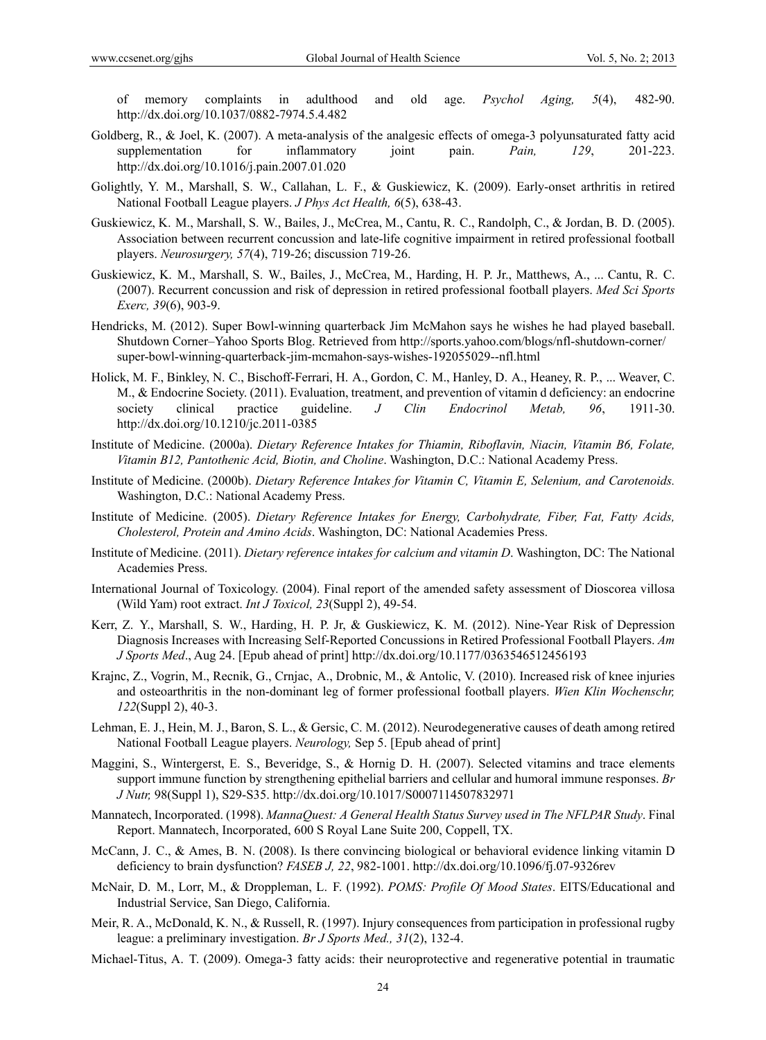of memory complaints in adulthood and old age. *Psychol Aging, 5*(4), 482-90. http://dx.doi.org/10.1037/0882-7974.5.4.482

Goldberg, R., & Joel, K. (2007). A meta-analysis of the analgesic effects of omega-3 polyunsaturated fatty acid supplementation for inflammatory joint pain. *Pain, 129*, 201-223. http://dx.doi.org/10.1016/j.pain.2007.01.020

Golightly, Y. M., Marshall, S. W., Callahan, L. F., & Guskiewicz, K. (2009). Early-onset arthritis in retired National Football League players. *J Phys Act Health, 6*(5), 638-43.

Guskiewicz, K. M., Marshall, S. W., Bailes, J., McCrea, M., Cantu, R. C., Randolph, C., & Jordan, B. D. (2005). Association between recurrent concussion and late-life cognitive impairment in retired professional football players. *Neurosurgery, 57*(4), 719-26; discussion 719-26.

Guskiewicz, K. M., Marshall, S. W., Bailes, J., McCrea, M., Harding, H. P. Jr., Matthews, A., ... Cantu, R. C. (2007). Recurrent concussion and risk of depression in retired professional football players. *Med Sci Sports Exerc, 39*(6), 903-9.

Hendricks, M. (2012). Super Bowl-winning quarterback Jim McMahon says he wishes he had played baseball. Shutdown Corner–Yahoo Sports Blog. Retrieved from http://sports.yahoo.com/blogs/nfl-shutdown-corner/super-bowl-winning-quarterback-jim-mcmahon-says-wishes-192055029--nfl.html

Holick, M. F., Binkley, N. C., Bischoff-Ferrari, H. A., Gordon, C. M., Hanley, D. A., Heaney, R. P., ... Weaver, C. M., & Endocrine Society. (2011). Evaluation, treatment, and prevention of vitamin d deficiency: an endocrine society clinical practice guideline. *J Clin Endocrinol Metab, 96*, 1911-30. http://dx.doi.org/10.1210/jc.2011-0385

Institute of Medicine. (2000a). *Dietary Reference Intakes for Thiamin, Riboflavin, Niacin, Vitamin B6, Folate, Vitamin B12, Pantothenic Acid, Biotin, and Choline*. Washington, D.C.: National Academy Press.

Institute of Medicine. (2000b). *Dietary Reference Intakes for Vitamin C, Vitamin E, Selenium, and Carotenoids.* Washington, D.C.: National Academy Press.

Institute of Medicine. (2005). *Dietary Reference Intakes for Energy, Carbohydrate, Fiber, Fat, Fatty Acids, Cholesterol, Protein and Amino Acids*. Washington, DC: National Academies Press.

Institute of Medicine. (2011). *Dietary reference intakes for calcium and vitamin D*. Washington, DC: The National Academies Press.

International Journal of Toxicology. (2004). Final report of the amended safety assessment of Dioscorea villosa (Wild Yam) root extract. *Int J Toxicol, 23*(Suppl 2), 49-54.

Kerr, Z. Y., Marshall, S. W., Harding, H. P. Jr, & Guskiewicz, K. M. (2012). Nine-Year Risk of Depression Diagnosis Increases with Increasing Self-Reported Concussions in Retired Professional Football Players. *Am J Sports Med*., Aug 24. [Epub ahead of print] http://dx.doi.org/10.1177/0363546512456193

Krajnc, Z., Vogrin, M., Recnik, G., Crnjac, A., Drobnic, M., & Antolic, V. (2010). Increased risk of knee injuries and osteoarthritis in the non-dominant leg of former professional football players. *Wien Klin Wochenschr, 122*(Suppl 2), 40-3.

Lehman, E. J., Hein, M. J., Baron, S. L., & Gersic, C. M. (2012). Neurodegenerative causes of death among retired National Football League players. *Neurology,* Sep 5. [Epub ahead of print]

Maggini, S., Wintergerst, E. S., Beveridge, S., & Hornig D. H. (2007). Selected vitamins and trace elements support immune function by strengthening epithelial barriers and cellular and humoral immune responses. *Br J Nutr,* 98(Suppl 1), S29-S35. http://dx.doi.org/10.1017/S0007114507832971

Mannatech, Incorporated. (1998). *MannaQuest: A General Health Status Survey used in The NFLPAR Study*. Final Report. Mannatech, Incorporated, 600 S Royal Lane Suite 200, Coppell, TX.

McCann, J. C., & Ames, B. N. (2008). Is there convincing biological or behavioral evidence linking vitamin D deficiency to brain dysfunction? *FASEB J, 22*, 982-1001. http://dx.doi.org/10.1096/fj.07-9326rev

McNair, D. M., Lorr, M., & Droppleman, L. F. (1992). *POMS: Profile Of Mood States*. EITS/Educational and Industrial Service, San Diego, California.

Meir, R. A., McDonald, K. N., & Russell, R. (1997). Injury consequences from participation in professional rugby league: a preliminary investigation. *Br J Sports Med., 31*(2), 132-4.

Michael-Titus, A. T. (2009). Omega-3 fatty acids: their neuroprotective and regenerative potential in traumatic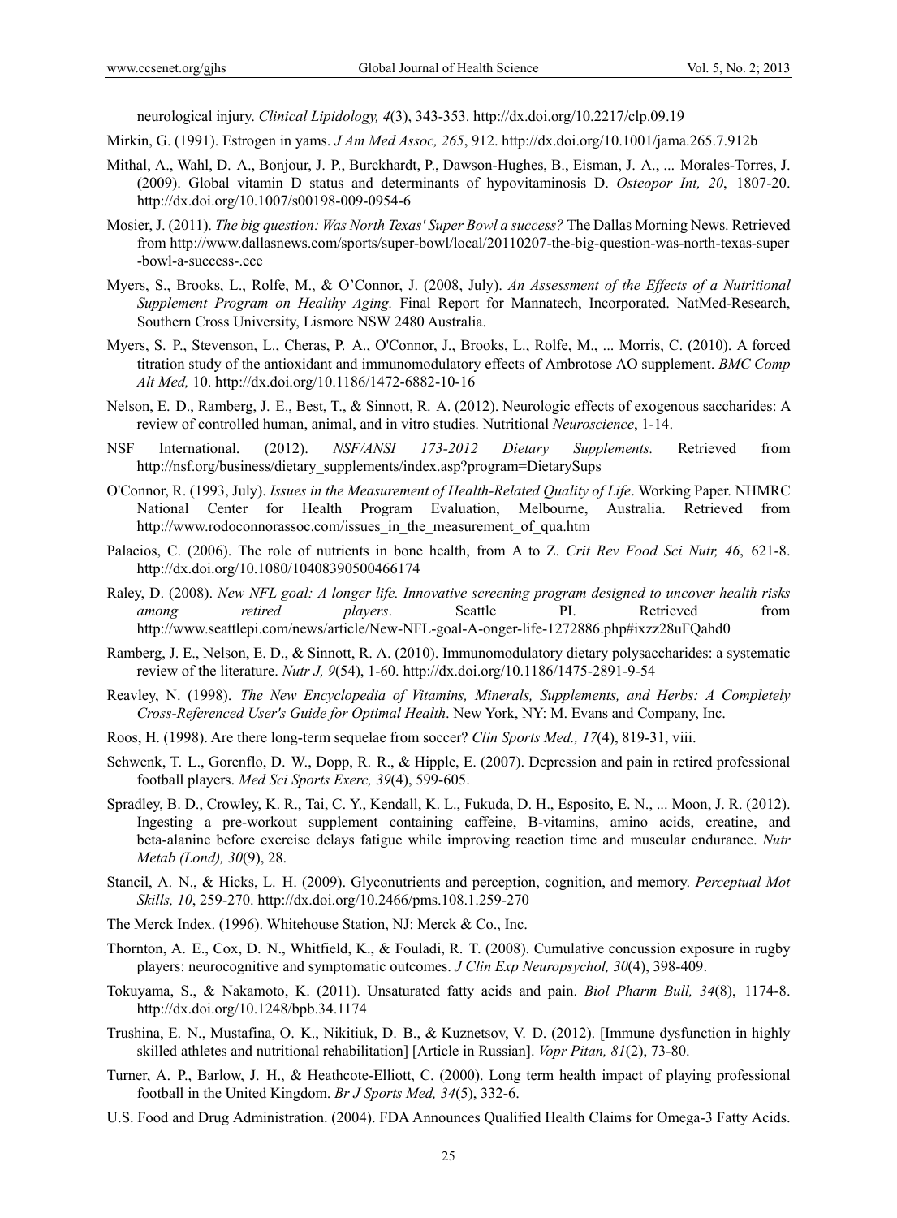neurological injury. *Clinical Lipidology, 4*(3), 343-353. http://dx.doi.org/10.2217/clp.09.19

Mirkin, G. (1991). Estrogen in yams. *J Am Med Assoc, 265*, 912. http://dx.doi.org/10.1001/jama.265.7.912b

Mithal, A., Wahl, D. A., Bonjour, J. P., Burckhardt, P., Dawson-Hughes, B., Eisman, J. A., ... Morales-Torres, J. (2009). Global vitamin D status and determinants of hypovitaminosis D. *Osteopor Int, 20*, 1807-20. http://dx.doi.org/10.1007/s00198-009-0954-6

Mosier, J. (2011). *The big question: Was North Texas' Super Bowl a success?* The Dallas Morning News. Retrieved from http://www.dallasnews.com/sports/super-bowl/local/20110207-the-big-question-was-north-texas-super-bowl-a-success-.ece

Myers, S., Brooks, L., Rolfe, M., & O'Connor, J. (2008, July). *An Assessment of the Effects of a Nutritional Supplement Program on Healthy Aging.* Final Report for Mannatech, Incorporated. NatMed-Research, Southern Cross University, Lismore NSW 2480 Australia.

Myers, S. P., Stevenson, L., Cheras, P. A., O'Connor, J., Brooks, L., Rolfe, M., ... Morris, C. (2010). A forced titration study of the antioxidant and immunomodulatory effects of Ambrotose AO supplement. *BMC Comp Alt Med,* 10. http://dx.doi.org/10.1186/1472-6882-10-16

Nelson, E. D., Ramberg, J. E., Best, T., & Sinnott, R. A. (2012). Neurologic effects of exogenous saccharides: A review of controlled human, animal, and in vitro studies. Nutritional *Neuroscience*, 1-14.

NSF International. (2012). *NSF/ANSI 173-2012 Dietary Supplements.* Retrieved from http://nsf.org/business/dietary_supplements/index.asp?program=DietarySups

O'Connor, R. (1993, July). *Issues in the Measurement of Health-Related Quality of Life*. Working Paper. NHMRC National Center for Health Program Evaluation, Melbourne, Australia. Retrieved from http://www.rodoconnorassoc.com/issues_in_the_measurement_of_qua.htm

Palacios, C. (2006). The role of nutrients in bone health, from A to Z. *Crit Rev Food Sci Nutr, 46*, 621-8. http://dx.doi.org/10.1080/10408390500466174

Raley, D. (2008). *New NFL goal: A longer life. Innovative screening program designed to uncover health risks among retired players*. Seattle PI. Retrieved from http://www.seattlepi.com/news/article/New-NFL-goal-A-onger-life-1272886.php#ixzz28uFQahd0

Ramberg, J. E., Nelson, E. D., & Sinnott, R. A. (2010). Immunomodulatory dietary polysaccharides: a systematic review of the literature. *Nutr J, 9*(54), 1-60. http://dx.doi.org/10.1186/1475-2891-9-54

Reavley, N. (1998). *The New Encyclopedia of Vitamins, Minerals, Supplements, and Herbs: A Completely Cross-Referenced User's Guide for Optimal Health*. New York, NY: M. Evans and Company, Inc.

Roos, H. (1998). Are there long-term sequelae from soccer? *Clin Sports Med., 17*(4), 819-31, viii.

Schwenk, T. L., Gorenflo, D. W., Dopp, R. R., & Hipple, E. (2007). Depression and pain in retired professional football players. *Med Sci Sports Exerc, 39*(4), 599-605.

Spradley, B. D., Crowley, K. R., Tai, C. Y., Kendall, K. L., Fukuda, D. H., Esposito, E. N., ... Moon, J. R. (2012). Ingesting a pre-workout supplement containing caffeine, B-vitamins, amino acids, creatine, and beta-alanine before exercise delays fatigue while improving reaction time and muscular endurance. *Nutr Metab (Lond), 30*(9), 28.

Stancil, A. N., & Hicks, L. H. (2009). Glyconutrients and perception, cognition, and memory. *Perceptual Mot Skills, 10*, 259-270. http://dx.doi.org/10.2466/pms.108.1.259-270

The Merck Index. (1996). Whitehouse Station, NJ: Merck & Co., Inc.

Thornton, A. E., Cox, D. N., Whitfield, K., & Fouladi, R. T. (2008). Cumulative concussion exposure in rugby players: neurocognitive and symptomatic outcomes. *J Clin Exp Neuropsychol, 30*(4), 398-409.

Tokuyama, S., & Nakamoto, K. (2011). Unsaturated fatty acids and pain. *Biol Pharm Bull, 34*(8), 1174-8. http://dx.doi.org/10.1248/bpb.34.1174

Trushina, E. N., Mustafina, O. K., Nikitiuk, D. B., & Kuznetsov, V. D. (2012). [Immune dysfunction in highly skilled athletes and nutritional rehabilitation] [Article in Russian]. *Vopr Pitan, 81*(2), 73-80.

Turner, A. P., Barlow, J. H., & Heathcote-Elliott, C. (2000). Long term health impact of playing professional football in the United Kingdom. *Br J Sports Med, 34*(5), 332-6.

U.S. Food and Drug Administration. (2004). FDA Announces Qualified Health Claims for Omega-3 Fatty Acids.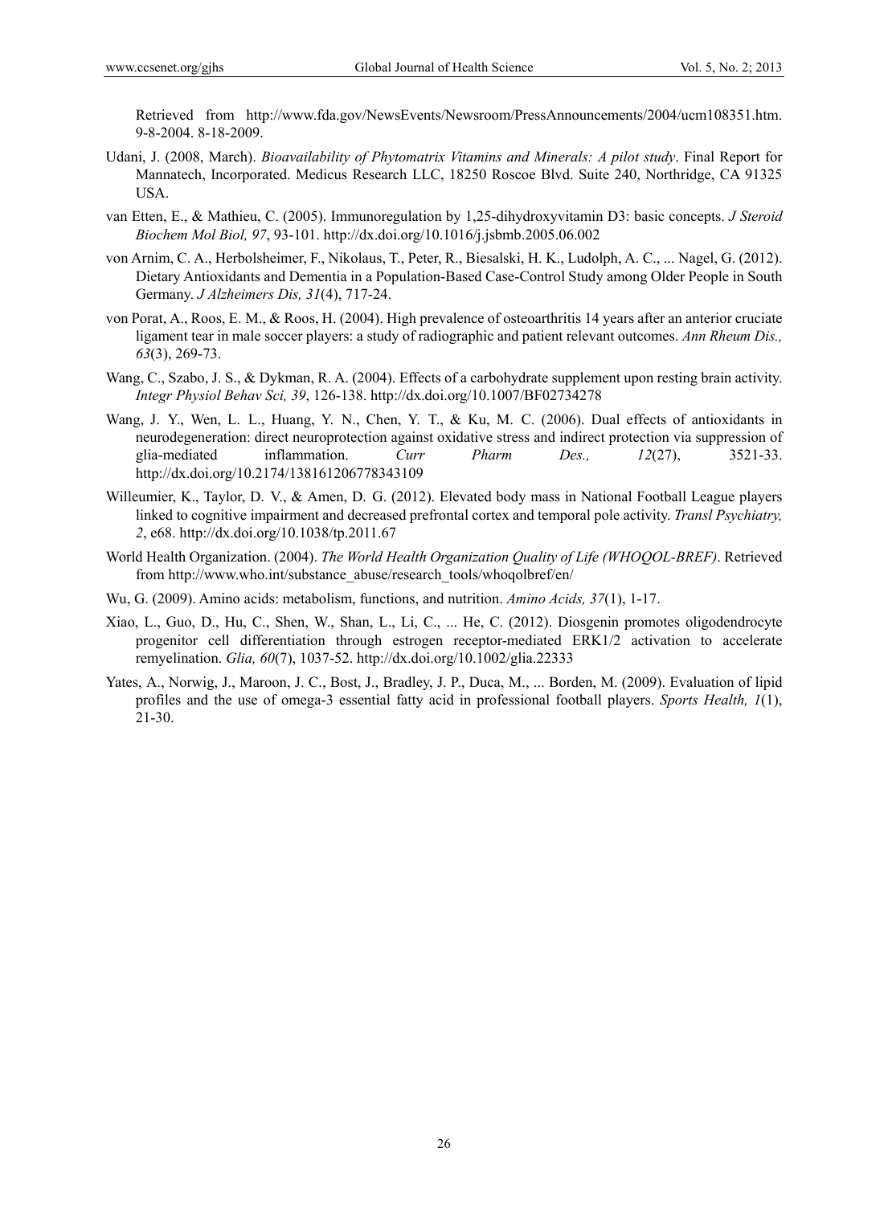Retrieved from http://www.fda.gov/NewsEvents/Newsroom/PressAnnouncements/2004/ucm108351.htm. 9-8-2004. 8-18-2009.

Udani, J. (2008, March). *Bioavailability of Phytomatrix Vitamins and Minerals: A pilot study*. Final Report for Mannatech, Incorporated. Medicus Research LLC, 18250 Roscoe Blvd. Suite 240, Northridge, CA 91325 USA.

van Etten, E., & Mathieu, C. (2005). Immunoregulation by 1,25-dihydroxyvitamin D3: basic concepts. *J Steroid Biochem Mol Biol, 97*, 93-101. http://dx.doi.org/10.1016/j.jsbmb.2005.06.002

von Arnim, C. A., Herbolsheimer, F., Nikolaus, T., Peter, R., Biesalski, H. K., Ludolph, A. C., ... Nagel, G. (2012). Dietary Antioxidants and Dementia in a Population-Based Case-Control Study among Older People in South Germany. *J Alzheimers Dis, 31*(4), 717-24.

von Porat, A., Roos, E. M., & Roos, H. (2004). High prevalence of osteoarthritis 14 years after an anterior cruciate ligament tear in male soccer players: a study of radiographic and patient relevant outcomes. *Ann Rheum Dis., 63*(3), 269-73.

Wang, C., Szabo, J. S., & Dykman, R. A. (2004). Effects of a carbohydrate supplement upon resting brain activity. *Integr Physiol Behav Sci, 39*, 126-138. http://dx.doi.org/10.1007/BF02734278

Wang, J. Y., Wen, L. L., Huang, Y. N., Chen, Y. T., & Ku, M. C. (2006). Dual effects of antioxidants in neurodegeneration: direct neuroprotection against oxidative stress and indirect protection via suppression of glia-mediated inflammation. *Curr Pharm Des., 12*(27), 3521-33. http://dx.doi.org/10.2174/138161206778343109

Willeumier, K., Taylor, D. V., & Amen, D. G. (2012). Elevated body mass in National Football League players linked to cognitive impairment and decreased prefrontal cortex and temporal pole activity. *Transl Psychiatry, 2*, e68. http://dx.doi.org/10.1038/tp.2011.67

World Health Organization. (2004). *The World Health Organization Quality of Life (WHOQOL-BREF)*. Retrieved from http://www.who.int/substance_abuse/research_tools/whoqolbref/en/

Wu, G. (2009). Amino acids: metabolism, functions, and nutrition. *Amino Acids, 37*(1), 1-17.

Xiao, L., Guo, D., Hu, C., Shen, W., Shan, L., Li, C., ... He, C. (2012). Diosgenin promotes oligodendrocyte progenitor cell differentiation through estrogen receptor-mediated ERK1/2 activation to accelerate remyelination. *Glia, 60*(7), 1037-52. http://dx.doi.org/10.1002/glia.22333

Yates, A., Norwig, J., Maroon, J. C., Bost, J., Bradley, J. P., Duca, M., ... Borden, M. (2009). Evaluation of lipid profiles and the use of omega-3 essential fatty acid in professional football players. *Sports Health, 1*(1), 21-30.